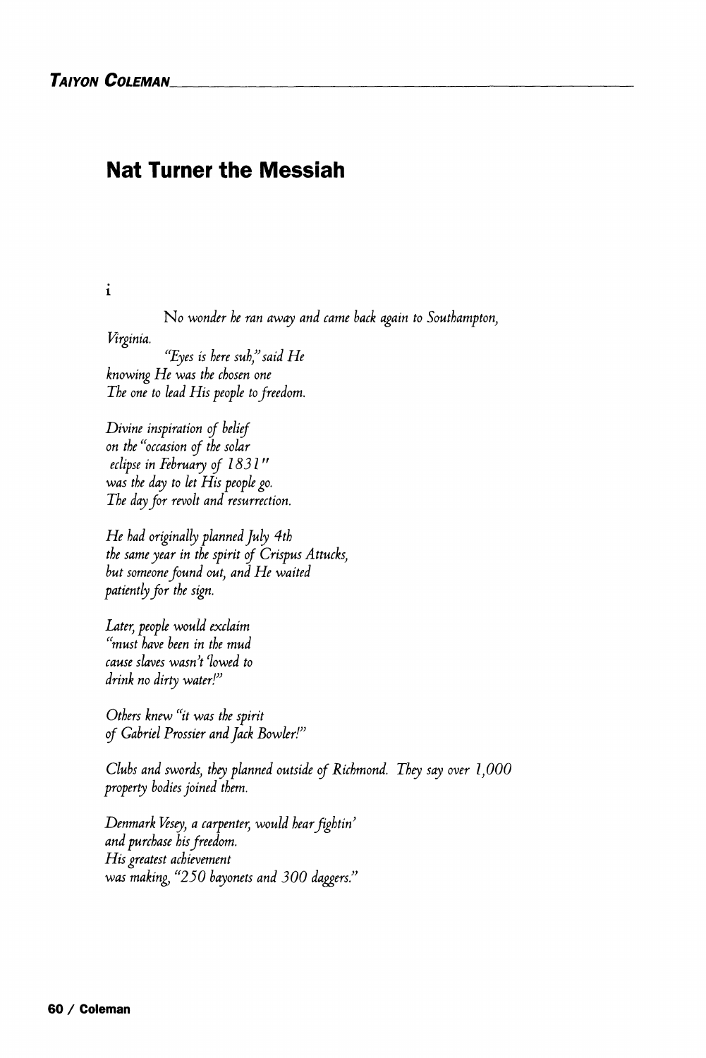# Nat Turner the Messiah

i

*No wonder he ran away and came back again to Southampton, Virginia.*
*"Eyes is here suh," said He*
*knowing He was the chosen one*
*The one to lead His people to freedom.*

*Divine inspiration of belief*
*on the "occasion of the solar*
*eclipse in February of 1831"*
*was the day to let His people go.*
*The day for revolt and resurrection.*

*He had originally planned July 4th*
*the same year in the spirit of Crispus Attucks,*
*but someone found out, and He waited*
*patiently for the sign.*

*Later, people would exclaim*
*"must have been in the mud*
*cause slaves wasn't 'lowed to*
*drink no dirty water!"*

*Others knew "it was the spirit*
*of Gabriel Prossier and Jack Bowler!"*

*Clubs and swords, they planned outside of Richmond. They say over 1,000 property bodies joined them.*

*Denmark Vesey, a carpenter, would hear fightin'*
*and purchase his freedom.*
*His greatest achievement*
*was making, "250 bayonets and 300 daggers."*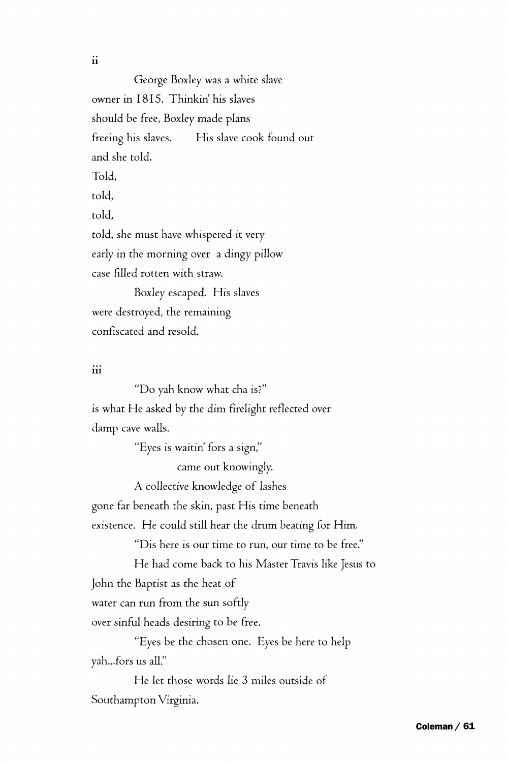ii

George Boxley was a white slave
owner in 1815. Thinkin' his slaves
should be free, Boxley made plans
freeing his slaves.   His slave cook found out
and she told.
Told,
told,
told,
told, she must have whispered it very
early in the morning over a dingy pillow
case filled rotten with straw.

Boxley escaped. His slaves
were destroyed, the remaining
confiscated and resold.

iii

"Do yah know what cha is?"
is what He asked by the dim firelight reflected over
damp cave walls.

"Eyes is waitin' fors a sign,"
came out knowingly.

A collective knowledge of lashes
gone far beneath the skin, past His time beneath
existence. He could still hear the drum beating for Him.

"Dis here is our time to run, our time to be free."

He had come back to his Master Travis like Jesus to
John the Baptist as the heat of
water can run from the sun softly
over sinful heads desiring to be free.

"Eyes be the chosen one. Eyes be here to help
yah...fors us all."

He let those words lie 3 miles outside of
Southampton Virginia.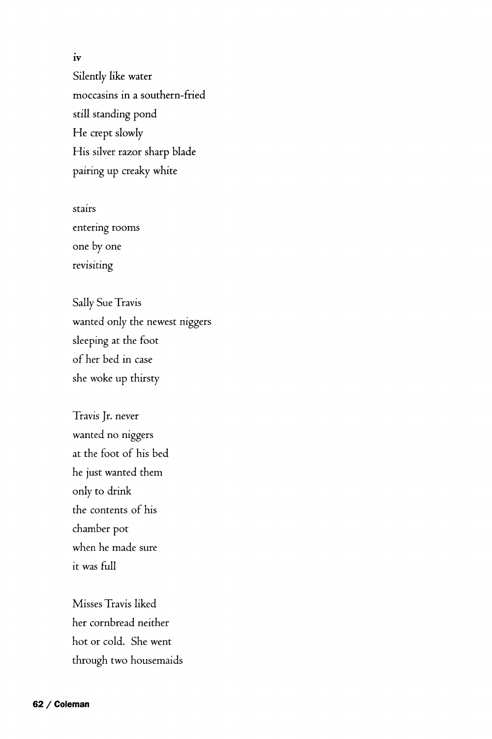**iv**

Silently like water  
moccasins in a southern-fried  
still standing pond  
He crept slowly  
His silver razor sharp blade  
pairing up creaky white

stairs  
entering rooms  
one by one  
revisiting

Sally Sue Travis  
wanted only the newest niggers  
sleeping at the foot  
of her bed in case  
she woke up thirsty

Travis Jr. never  
wanted no niggers  
at the foot of his bed  
he just wanted them  
only to drink  
the contents of his  
chamber pot  
when he made sure  
it was full

Misses Travis liked  
her cornbread neither  
hot or cold. She went  
through two housemaids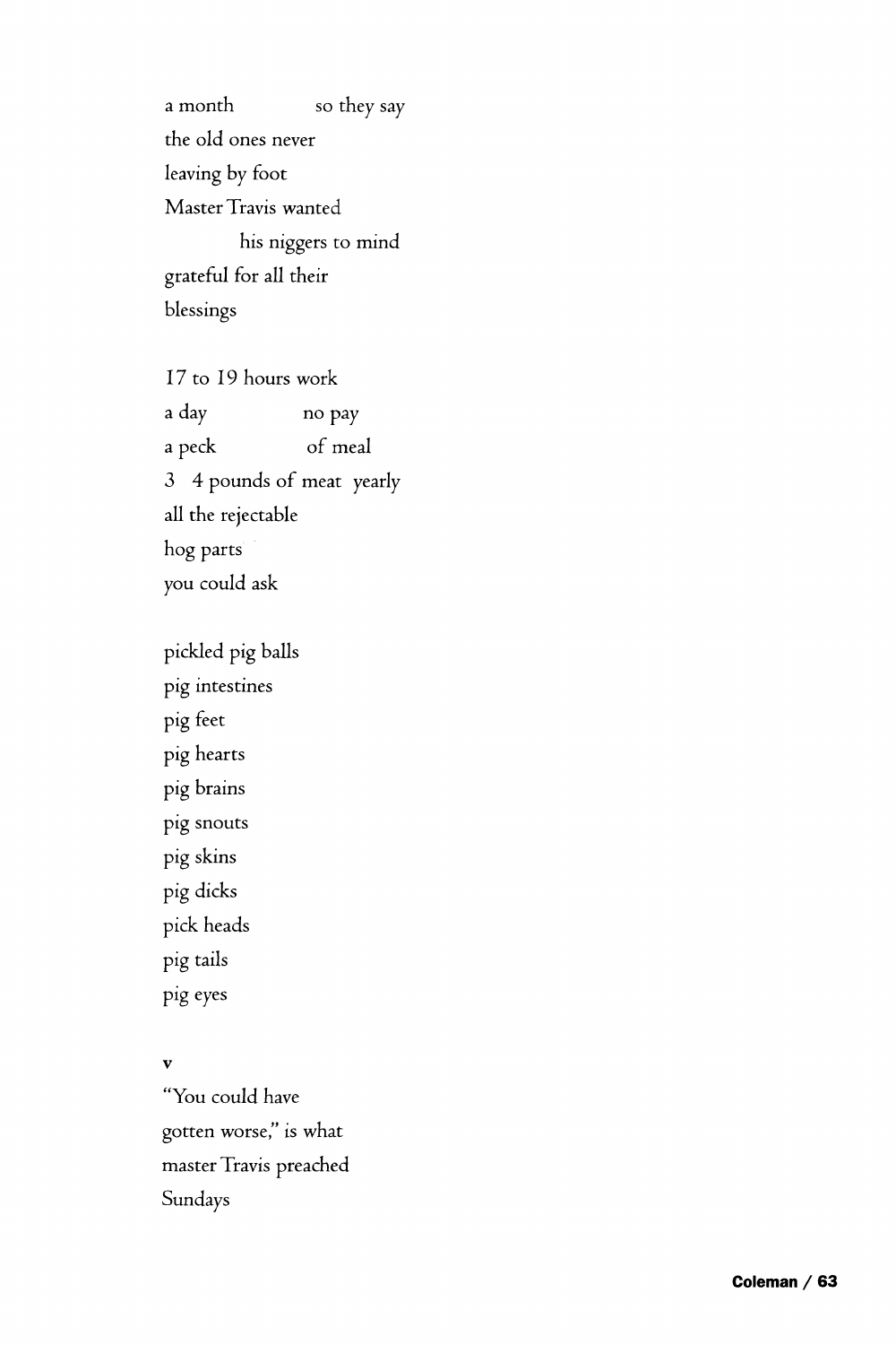a month          so they say
the old ones never
leaving by foot
Master Travis wanted
        his niggers to mind
grateful for all their
blessings

17 to 19 hours work
a day          no pay
a peck          of meal
3  4 pounds of meat  yearly
all the rejectable
hog parts
you could ask

pickled pig balls
pig intestines
pig feet
pig hearts
pig brains
pig snouts
pig skins
pig dicks
pick heads
pig tails
pig eyes

**v**

"You could have
gotten worse," is what
master Travis preached
Sundays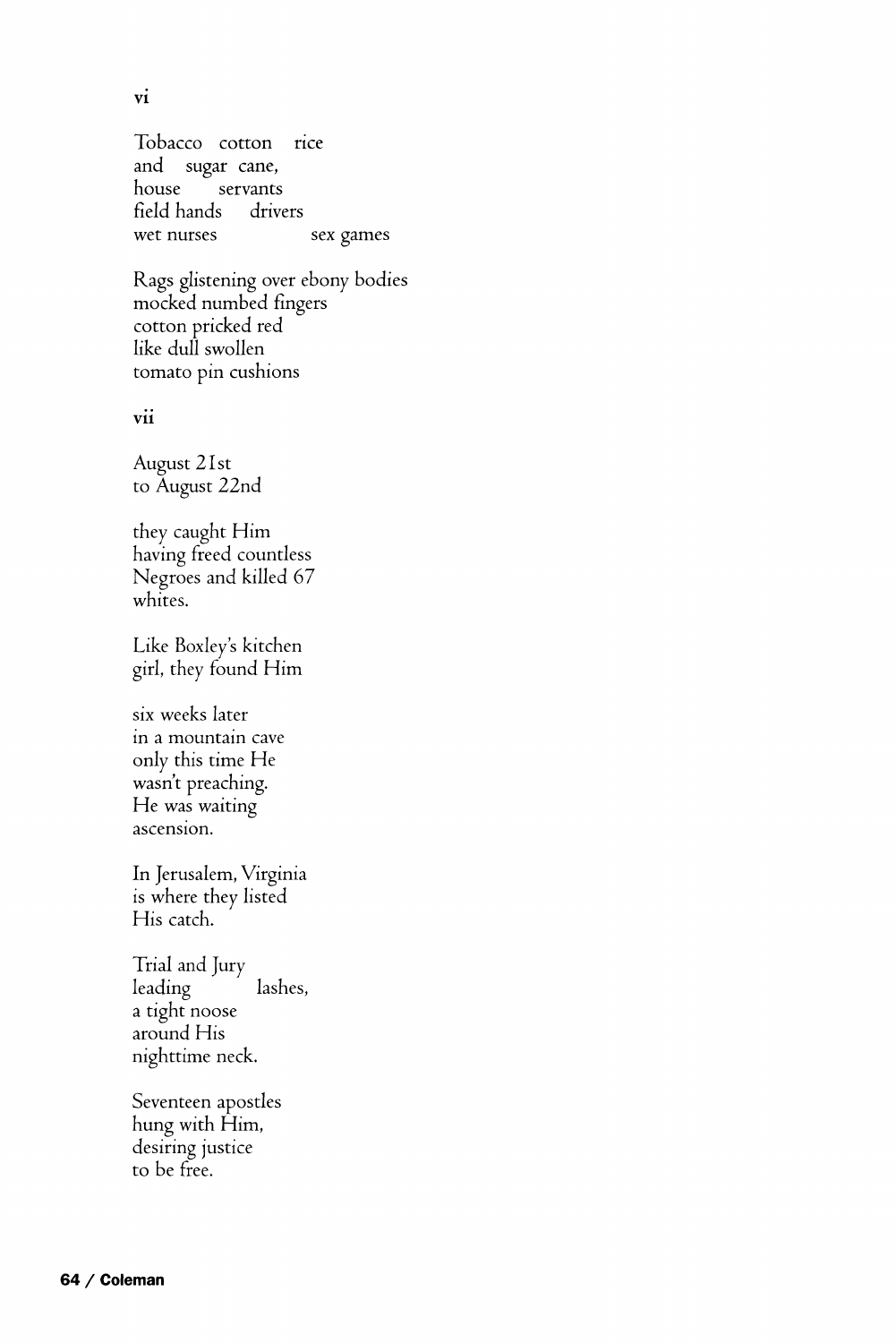**vi**

Tobacco cotton rice
and sugar cane,
house servants
field hands drivers
wet nurses sex games

Rags glistening over ebony bodies
mocked numbed fingers
cotton pricked red
like dull swollen
tomato pin cushions

**vii**

August 21st
to August 22nd

they caught Him
having freed countless
Negroes and killed 67
whites.

Like Boxley's kitchen
girl, they found Him

six weeks later
in a mountain cave
only this time He
wasn't preaching.
He was waiting
ascension.

In Jerusalem, Virginia
is where they listed
His catch.

Trial and Jury
leading lashes,
a tight noose
around His
nighttime neck.

Seventeen apostles
hung with Him,
desiring justice
to be free.